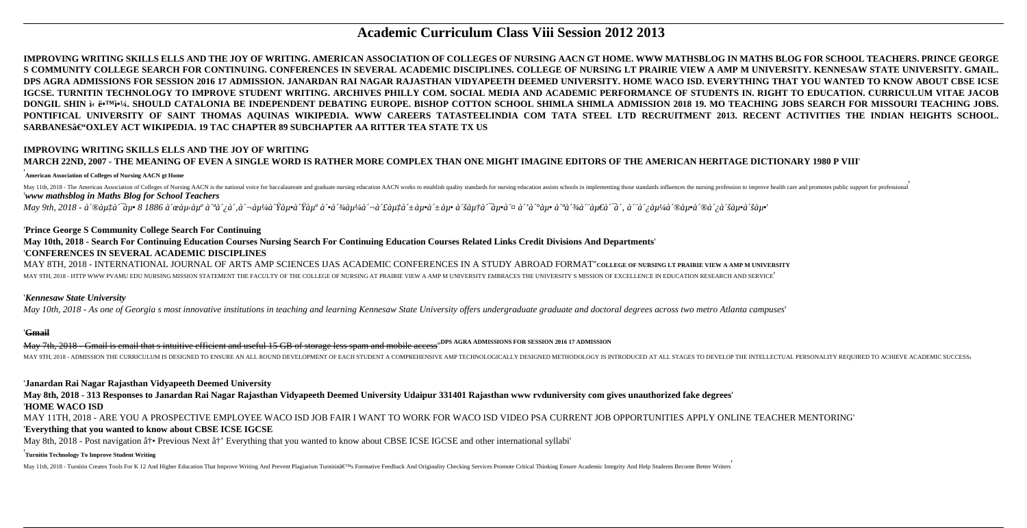# Academic Curriculum Class Viii Session 2012 2013

**IMPROVING WRITING SKILLS ELLS AND THE JOY OF WRITING. AMERICAN ASSOCIATION OF COLLEGES OF NURSING AACN GT HOME. WWW MATHSBLOG IN MATHS BLOG FOR SCHOOL TEACHERS. PRINCE GEORGE S COMMUNITY COLLEGE SEARCH FOR CONTINUING. CONFERENCES IN SEVERAL ACADEMIC DISCIPLINES. COLLEGE OF NURSING LT PRAIRIE VIEW A AMP M UNIVERSITY. KENNESAW STATE UNIVERSITY. GMAIL. DPS AGRA ADMISSIONS FOR SESSION 2016 17 ADMISSION. JANARDAN RAI NAGAR RAJASTHAN VIDYAPEETH DEEMED UNIVERSITY. HOME WACO ISD. EVERYTHING THAT YOU WANTED TO KNOW ABOUT CBSE ICSE IGCSE. TURNITIN TECHNOLOGY TO IMPROVE STUDENT WRITING. ARCHIVES PHILLY COM. SOCIAL MEDIA AND ACADEMIC PERFORMANCE OF STUDENTS IN. RIGHT TO EDUCATION. CURRICULUM VITAE JACOB DONGIL SHIN ì‹ ë•™ì•¼. SHOULD CATALONIA BE INDEPENDENT DEBATING EUROPE. BISHOP COTTON SCHOOL SHIMLA SHIMLA ADMISSION 2018 19. MO TEACHING JOBS SEARCH FOR MISSOURI TEACHING JOBS. PONTIFICAL UNIVERSITY OF SAINT THOMAS AQUINAS WIKIPEDIA. WWW CAREERS TATASTEELINDIA COM TATA STEEL LTD RECRUITMENT 2013. RECENT ACTIVITIES THE INDIAN HEIGHTS SCHOOL. SARBANESâ€"OXLEY ACT WIKIPEDIA. 19 TAC CHAPTER 89 SUBCHAPTER AA RITTER TEA STATE TX US**

**IMPROVING WRITING SKILLS ELLS AND THE JOY OF WRITING**

**MARCH 22ND, 2007 - THE MEANING OF EVEN A SINGLE WORD IS RATHER MORE COMPLEX THAN ONE MIGHT IMAGINE EDITORS OF THE AMERICAN HERITAGE DICTIONARY 1980 P VIII**'

'**American Association of Colleges of Nursing AACN gt Home**

May 11th, 2018 - The American Association of Colleges of Nursing AACN is the national voice for baccalaureate and graduate nursing education AACN works to establish quality standards for nursing education assists schools in implementing those standards influences the nursing profession to improve health care and promotes public support for professional'

'***www mathsblog in Maths Blog for School Teachers***

*May 9th, 2018 - à´®àµ‡à´¯àµ• 8 1886 à´œàµ‹àµº à´ªà´¿à´¸àµ¼à´Ÿàµ•à´Ÿàµº à´•à´¾àµ¼à´¬à´£àµ‡à´±àµ•à´±àµ• à´šàµ†à´¯àµ•à´¤ à´'à´°àµ• à´ªà´¾à´¨àµ€à´¯à´ , à´¨à´¿àµ¼à´®àµ•à´®à´¿à´šàµ•à´šàµ•*'

'**Prince George S Community College Search For Continuing**

**May 10th, 2018 - Search For Continuing Education Courses Nursing Search For Continuing Education Courses Related Links Credit Divisions And Departments**'

'**CONFERENCES IN SEVERAL ACADEMIC DISCIPLINES**

MAY 8TH, 2018 - INTERNATIONAL JOURNAL OF ARTS AMP SCIENCES IJAS ACADEMIC CONFERENCES IN A STUDY ABROAD FORMAT''**COLLEGE OF NURSING LT PRAIRIE VIEW A AMP M UNIVERSITY**

MAY 9TH, 2018 - HTTP WWW PVAMU EDU NURSING MISSION STATEMENT THE FACULTY OF THE COLLEGE OF NURSING AT PRAIRIE VIEW A AMP M UNIVERSITY EMBRACES THE UNIVERSITY S MISSION OF EXCELLENCE IN EDUCATION RESEARCH AND SERVICE'

'***Kennesaw State University***

*May 10th, 2018 - As one of Georgia s most innovative institutions in teaching and learning Kennesaw State University offers undergraduate graduate and doctoral degrees across two metro Atlanta campuses*'

'**Gmail**

May 7th, 2018 - Gmail is email that s intuitive efficient and useful 15 GB of storage less spam and mobile access''**DPS AGRA ADMISSIONS FOR SESSION 2016 17 ADMISSION**

MAY 9TH, 2018 - ADMISSION THE CURRICULUM IS DESIGNED TO ENSURE AN ALL ROUND DEVELOPMENT OF EACH STUDENT A COMPREHENSIVE AMP TECHNOLOGICALLY DESIGNED METHODOLOGY IS INTRODUCED AT ALL STAGES TO DEVELOP THE INTELLECTUAL PERSONALITY REQUIRED TO ACHIEVE ACADEMIC SUCCESS'

'**Janardan Rai Nagar Rajasthan Vidyapeeth Deemed University**

**May 8th, 2018 - 313 Responses to Janardan Rai Nagar Rajasthan Vidyapeeth Deemed University Udaipur 331401 Rajasthan www rvduniversity com gives unauthorized fake degrees**'

'**HOME WACO ISD**

MAY 11TH, 2018 - ARE YOU A PROSPECTIVE EMPLOYEE WACO ISD JOB FAIR I WANT TO WORK FOR WACO ISD VIDEO PSA CURRENT JOB OPPORTUNITIES APPLY ONLINE TEACHER MENTORING'

'**Everything that you wanted to know about CBSE ICSE IGCSE**

May 8th, 2018 - Post navigation â†• Previous Next â†' Everything that you wanted to know about CBSE ICSE IGCSE and other international syllabi'

'**Turnitin Technology To Improve Student Writing**

May 11th, 2018 - Turnitin Creates Tools For K 12 And Higher Education That Improve Writing And Prevent Plagiarism Turnitinâ€™s Formative Feedback And Originality Checking Services Promote Critical Thinking Ensure Academic Integrity And Help Students Become Better Writers'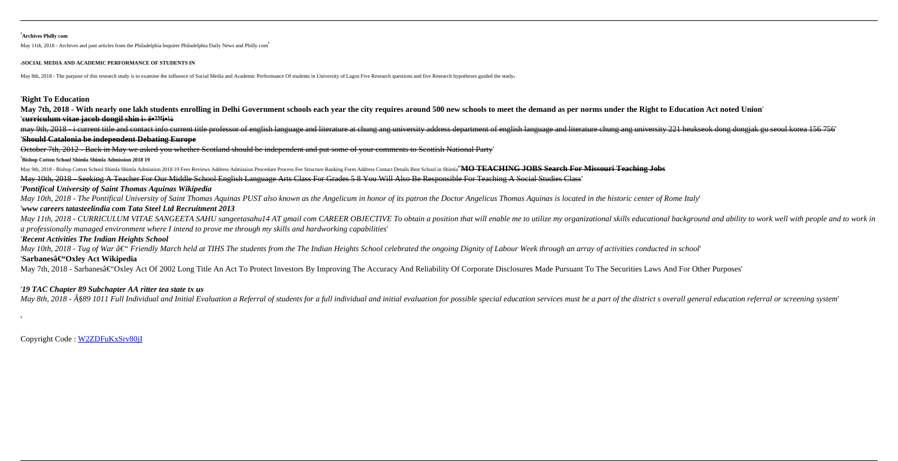'**Archives Philly com**

May 11th, 2018 - Archives and past articles from the Philadelphia Inquirer Philadelphia Daily News and Philly com'

'**SOCIAL MEDIA AND ACADEMIC PERFORMANCE OF STUDENTS IN**

May 8th, 2018 - The purpose of this research study is to examine the influence of Social Media and Academic Performance Of students in University of Lagos Five Research questions and five Research hypotheses guided the study'

'**Right To Education**

**May 7th, 2018 - With nearly one lakh students enrolling in Delhi Government schools each year the city requires around 500 new schools to meet the demand as per norms under the Right to Education Act noted Union**'

'**curriculum vitae jacob dongil shin ì‹ ë•™ì•¼**

may 9th, 2018 - i current title and contact info current title professor of english language and literature at chung ang university address department of english language and literature chung ang university 221 heukseok dong dongjak gu seoul korea 156 756'

'**Should Catalonia be independent Debating Europe**

October 7th, 2012 - Back in May we asked you whether Scotland should be independent and put some of your comments to Scottish National Party'

'**Bishop Cotton School Shimla Shimla Admission 2018 19**

May 9th, 2018 - Bishop Cotton School Shimla Shimla Admission 2018 19 Fees Reviews Address Admission Procedure Process Fee Structure Ranking Form Address Contact Details Best School in Shimla''**MO TEACHING JOBS Search For Missouri Teaching Jobs**

May 10th, 2018 - Seeking A Teacher For Our Middle School English Language Arts Class For Grades 5 8 You Will Also Be Responsible For Teaching A Social Studies Class'

'***Pontifical University of Saint Thomas Aquinas Wikipedia***

*May 10th, 2018 - The Pontifical University of Saint Thomas Aquinas PUST also known as the Angelicum in honor of its patron the Doctor Angelicus Thomas Aquinas is located in the historic center of Rome Italy*'

'***www careers tatasteelindia com Tata Steel Ltd Recruitment 2013***

*May 11th, 2018 - CURRICULUM VITAE SANGEETA SAHU sangeetasahu14 AT gmail com CAREER OBJECTIVE To obtain a position that will enable me to utilize my organizational skills educational background and ability to work well with people and to work in a professionally managed environment where I intend to prove me through my skills and hardworking capabilities*'

'***Recent Activities The Indian Heights School***

*May 10th, 2018 - Tug of War â€" Friendly March held at TIHS The students from the The Indian Heights School celebrated the ongoing Dignity of Labour Week through an array of activities conducted in school*'

'**Sarbanesâ€"Oxley Act Wikipedia**

May 7th, 2018 - Sarbanesâ€"Oxley Act Of 2002 Long Title An Act To Protect Investors By Improving The Accuracy And Reliability Of Corporate Disclosures Made Pursuant To The Securities Laws And For Other Purposes'

'***19 TAC Chapter 89 Subchapter AA ritter tea state tx us***

*May 8th, 2018 - Â§89 1011 Full Individual and Initial Evaluation a Referral of students for a full individual and initial evaluation for possible special education services must be a part of the district s overall general education referral or screening system*'

'

Copyright Code : W2ZDFuKxSrv80jI